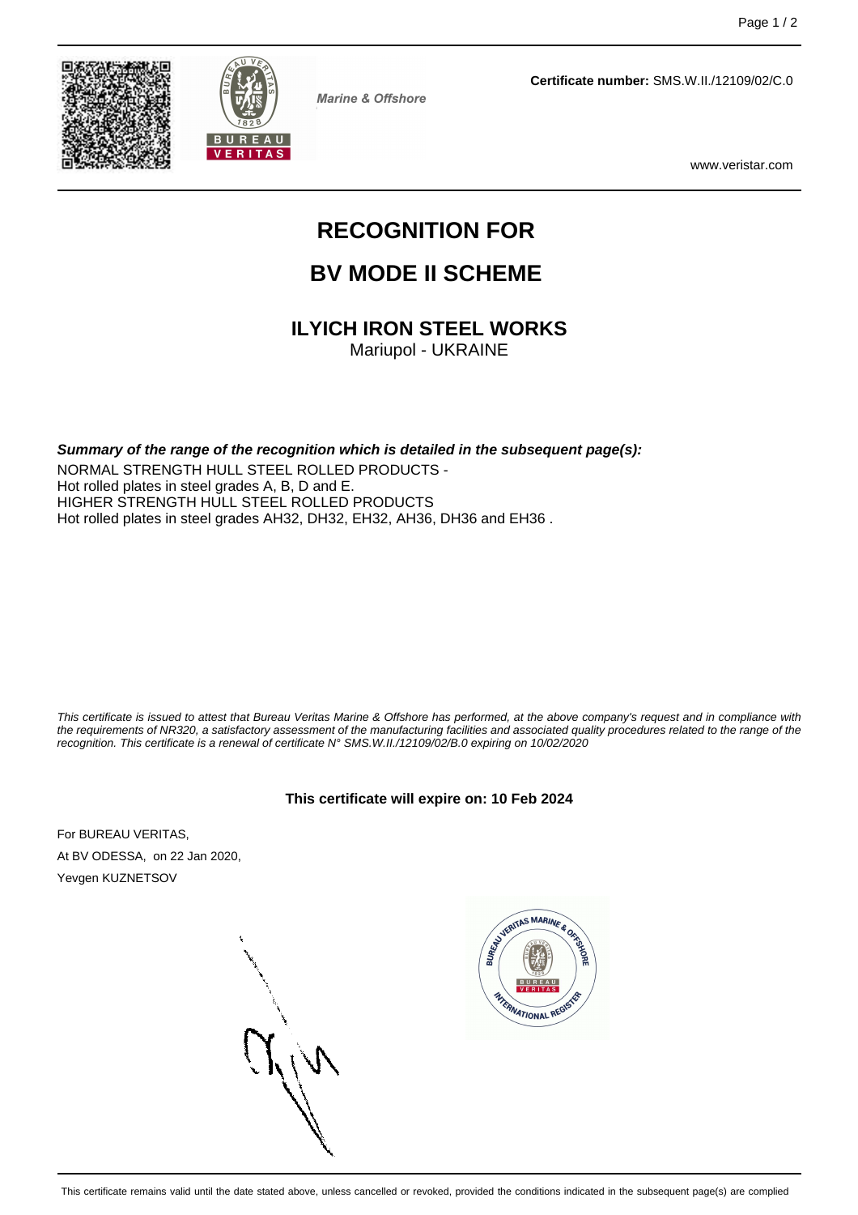Marine & Offshore

**Certificate number:** SMS.W.II./12109/02/C.0

www.veristar.com

# RECOGNITION FOR

# BV MODE II SCHEME

## ILYICH IRON STEEL WORKS

Mariupol - UKRAINE

***Summary of the range of the recognition which is detailed in the subsequent page(s):***

NORMAL STRENGTH HULL STEEL ROLLED PRODUCTS -
Hot rolled plates in steel grades A, B, D and E.
HIGHER STRENGTH HULL STEEL ROLLED PRODUCTS
Hot rolled plates in steel grades AH32, DH32, EH32, AH36, DH36 and EH36 .

*This certificate is issued to attest that Bureau Veritas Marine & Offshore has performed, at the above company's request and in compliance with the requirements of NR320, a satisfactory assessment of the manufacturing facilities and associated quality procedures related to the range of the recognition. This certificate is a renewal of certificate N° SMS.W.II./12109/02/B.0 expiring on 10/02/2020*

**This certificate will expire on: 10 Feb 2024**

For BUREAU VERITAS,

At BV ODESSA, on 22 Jan 2020,

Yevgen KUZNETSOV

This certificate remains valid until the date stated above, unless cancelled or revoked, provided the conditions indicated in the subsequent page(s) are complied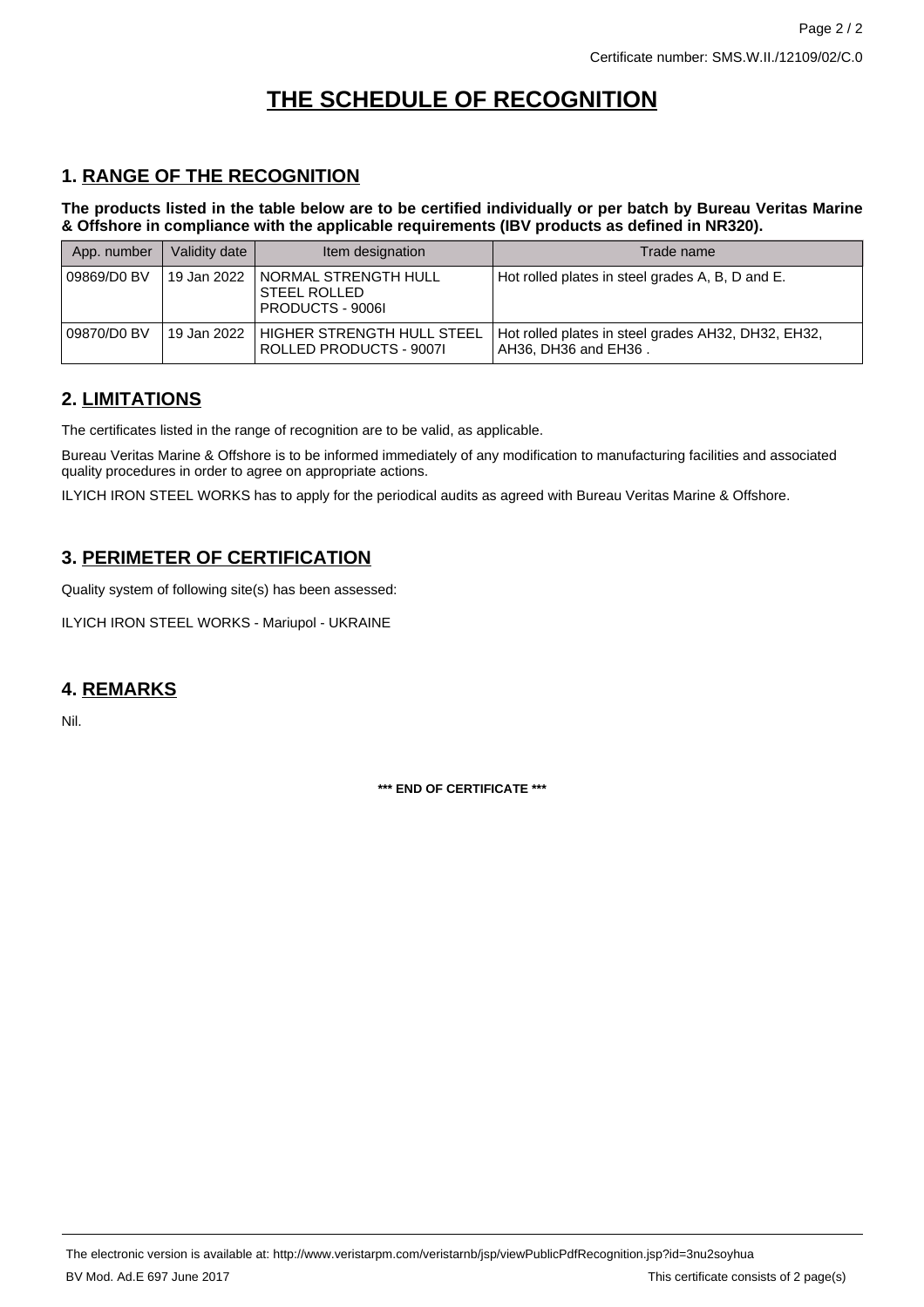Certificate number: SMS.W.II./12109/02/C.0

# THE SCHEDULE OF RECOGNITION

## 1. RANGE OF THE RECOGNITION

**The products listed in the table below are to be certified individually or per batch by Bureau Veritas Marine & Offshore in compliance with the applicable requirements (IBV products as defined in NR320).**

| App. number | Validity date | Item designation | Trade name |
|---|---|---|---|
| 09869/D0 BV | 19 Jan 2022 | NORMAL STRENGTH HULL STEEL ROLLED PRODUCTS - 9006I | Hot rolled plates in steel grades A, B, D and E. |
| 09870/D0 BV | 19 Jan 2022 | HIGHER STRENGTH HULL STEEL ROLLED PRODUCTS - 9007I | Hot rolled plates in steel grades AH32, DH32, EH32, AH36, DH36 and EH36 . |

## 2. LIMITATIONS

The certificates listed in the range of recognition are to be valid, as applicable.

Bureau Veritas Marine & Offshore is to be informed immediately of any modification to manufacturing facilities and associated quality procedures in order to agree on appropriate actions.

ILYICH IRON STEEL WORKS has to apply for the periodical audits as agreed with Bureau Veritas Marine & Offshore.

## 3. PERIMETER OF CERTIFICATION

Quality system of following site(s) has been assessed:

ILYICH IRON STEEL WORKS - Mariupol - UKRAINE

## 4. REMARKS

Nil.

**\*\*\* END OF CERTIFICATE \*\*\***

The electronic version is available at: http://www.veristarpm.com/veristarnb/jsp/viewPublicPdfRecognition.jsp?id=3nu2soyhua

BV Mod. Ad.E 697 June 2017

This certificate consists of 2 page(s)